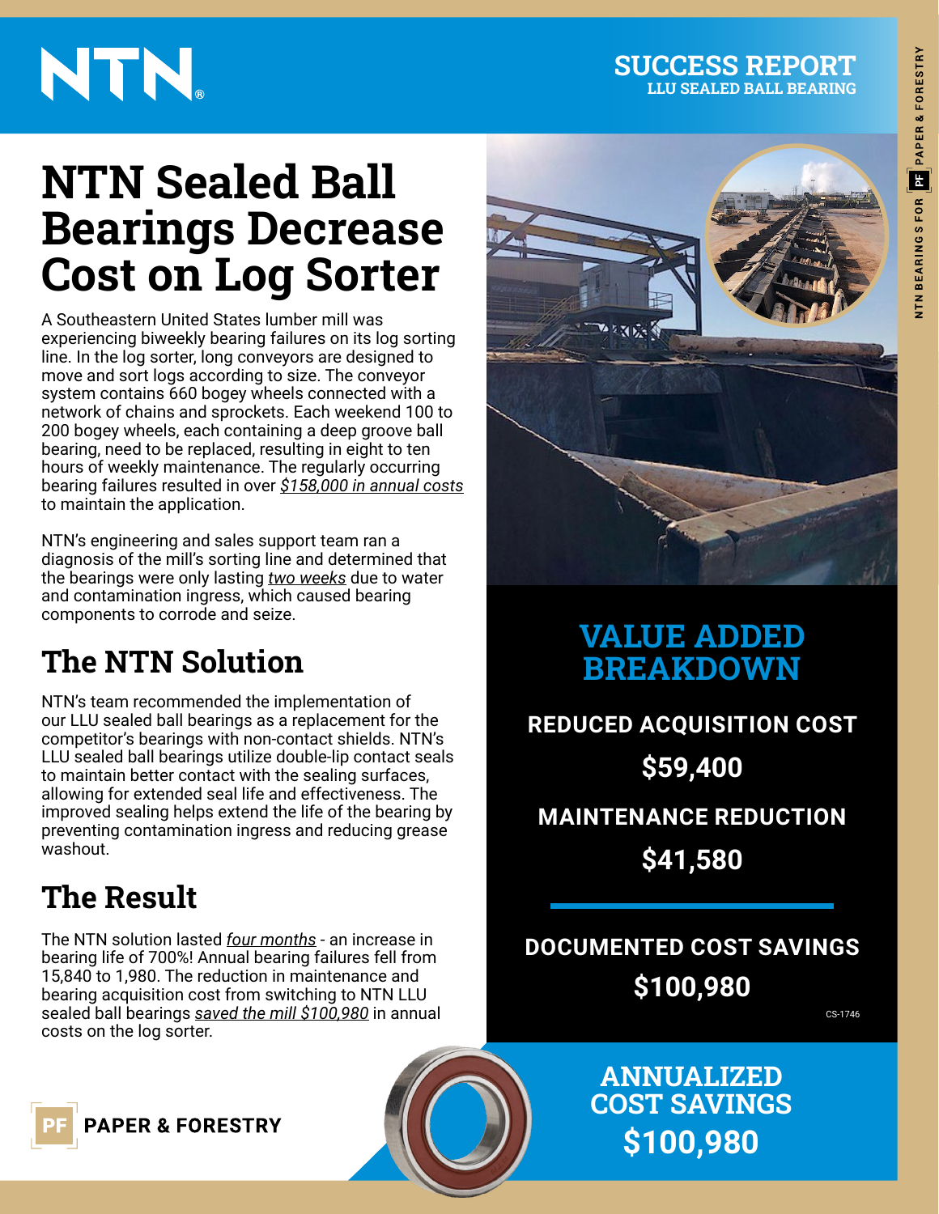NTN®

**SUCCESS REPORT**
**LLU SEALED BALL BEARING**

# NTN Sealed Ball Bearings Decrease Cost on Log Sorter

A Southeastern United States lumber mill was experiencing biweekly bearing failures on its log sorting line. In the log sorter, long conveyors are designed to move and sort logs according to size. The conveyor system contains 660 bogey wheels connected with a network of chains and sprockets. Each weekend 100 to 200 bogey wheels, each containing a deep groove ball bearing, need to be replaced, resulting in eight to ten hours of weekly maintenance. The regularly occurring bearing failures resulted in over *$158,000 in annual costs* to maintain the application.

NTN's engineering and sales support team ran a diagnosis of the mill's sorting line and determined that the bearings were only lasting *two weeks* due to water and contamination ingress, which caused bearing components to corrode and seize.

## The NTN Solution

NTN's team recommended the implementation of our LLU sealed ball bearings as a replacement for the competitor's bearings with non-contact shields. NTN's LLU sealed ball bearings utilize double-lip contact seals to maintain better contact with the sealing surfaces, allowing for extended seal life and effectiveness. The improved sealing helps extend the life of the bearing by preventing contamination ingress and reducing grease washout.

## The Result

The NTN solution lasted *four months* - an increase in bearing life of 700%! Annual bearing failures fell from 15,840 to 1,980. The reduction in maintenance and bearing acquisition cost from switching to NTN LLU sealed ball bearings *saved the mill $100,980* in annual costs on the log sorter.

## VALUE ADDED BREAKDOWN

**REDUCED ACQUISITION COST**
**$59,400**

**MAINTENANCE REDUCTION**
**$41,580**

**DOCUMENTED COST SAVINGS**
**$100,980**

CS-1746

**ANNUALIZED COST SAVINGS**
**$100,980**

PF PAPER & FORESTRY

NTN BEARINGS FOR PF PAPER & FORESTRY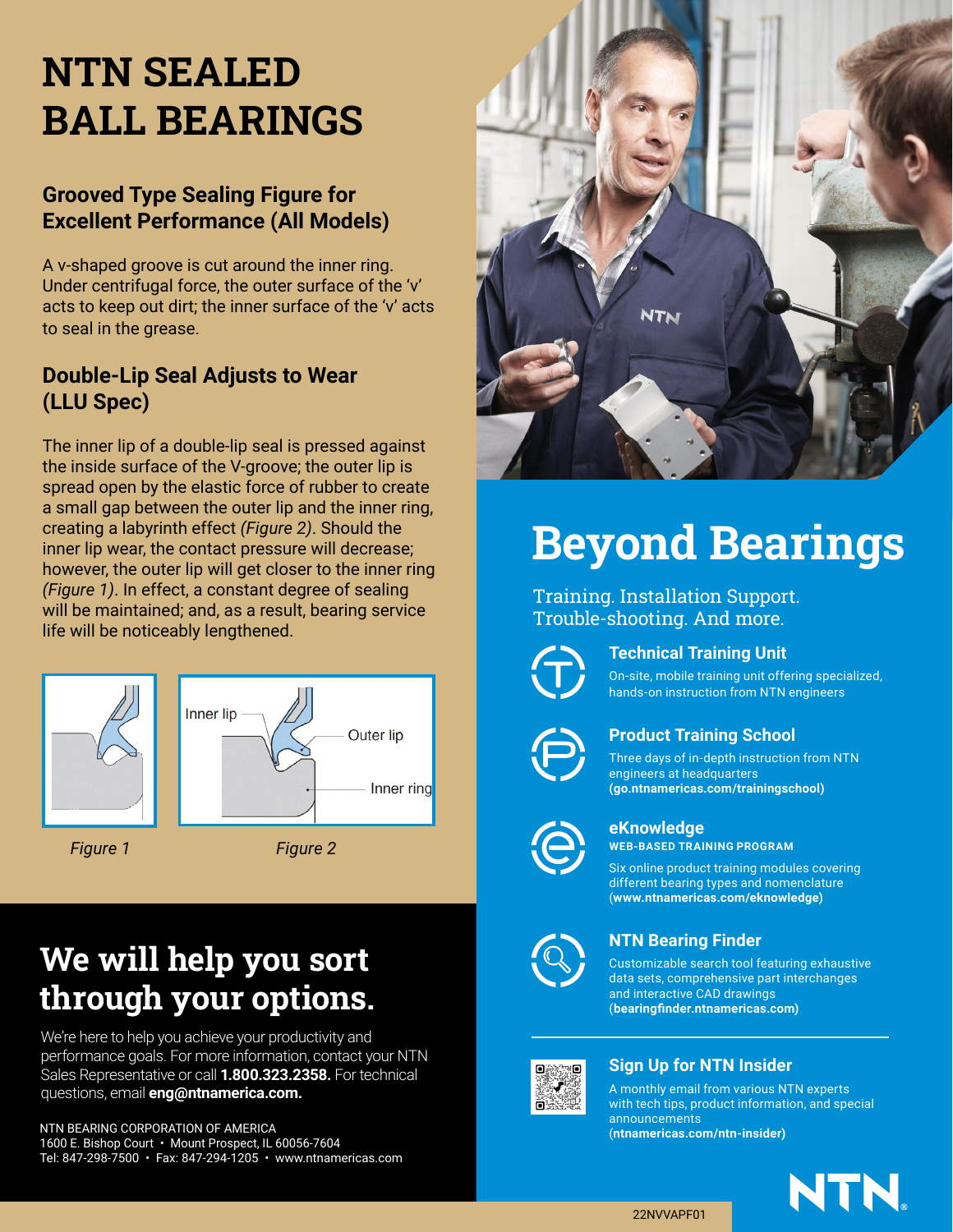# NTN SEALED BALL BEARINGS

## Grooved Type Sealing Figure for Excellent Performance (All Models)

A v-shaped groove is cut around the inner ring. Under centrifugal force, the outer surface of the 'v' acts to keep out dirt; the inner surface of the 'v' acts to seal in the grease.

## Double-Lip Seal Adjusts to Wear (LLU Spec)

The inner lip of a double-lip seal is pressed against the inside surface of the V-groove; the outer lip is spread open by the elastic force of rubber to create a small gap between the outer lip and the inner ring, creating a labyrinth effect *(Figure 2)*. Should the inner lip wear, the contact pressure will decrease; however, the outer lip will get closer to the inner ring *(Figure 1)*. In effect, a constant degree of sealing will be maintained; and, as a result, bearing service life will be noticeably lengthened.

*Figure 1*

Inner lip
Outer lip
Inner ring

*Figure 2*

# We will help you sort through your options.

We're here to help you achieve your productivity and performance goals. For more information, contact your NTN Sales Representative or call **1.800.323.2358.** For technical questions, email **eng@ntnamerica.com.**

NTN BEARING CORPORATION OF AMERICA
1600 E. Bishop Court • Mount Prospect, IL 60056-7604
Tel: 847-298-7500 • Fax: 847-294-1205 • www.ntnamericas.com

# Beyond Bearings

Training. Installation Support.
Trouble-shooting. And more.

### Technical Training Unit

On-site, mobile training unit offering specialized, hands-on instruction from NTN engineers

### Product Training School

Three days of in-depth instruction from NTN engineers at headquarters
**(go.ntnamericas.com/trainingschool)**

### eKnowledge

**WEB-BASED TRAINING PROGRAM**

Six online product training modules covering different bearing types and nomenclature
**(www.ntnamericas.com/eknowledge)**

### NTN Bearing Finder

Customizable search tool featuring exhaustive data sets, comprehensive part interchanges and interactive CAD drawings
**(bearingfinder.ntnamericas.com)**

### Sign Up for NTN Insider

A monthly email from various NTN experts with tech tips, product information, and special announcements
**(ntnamericas.com/ntn-insider)**

22NVVAPF01